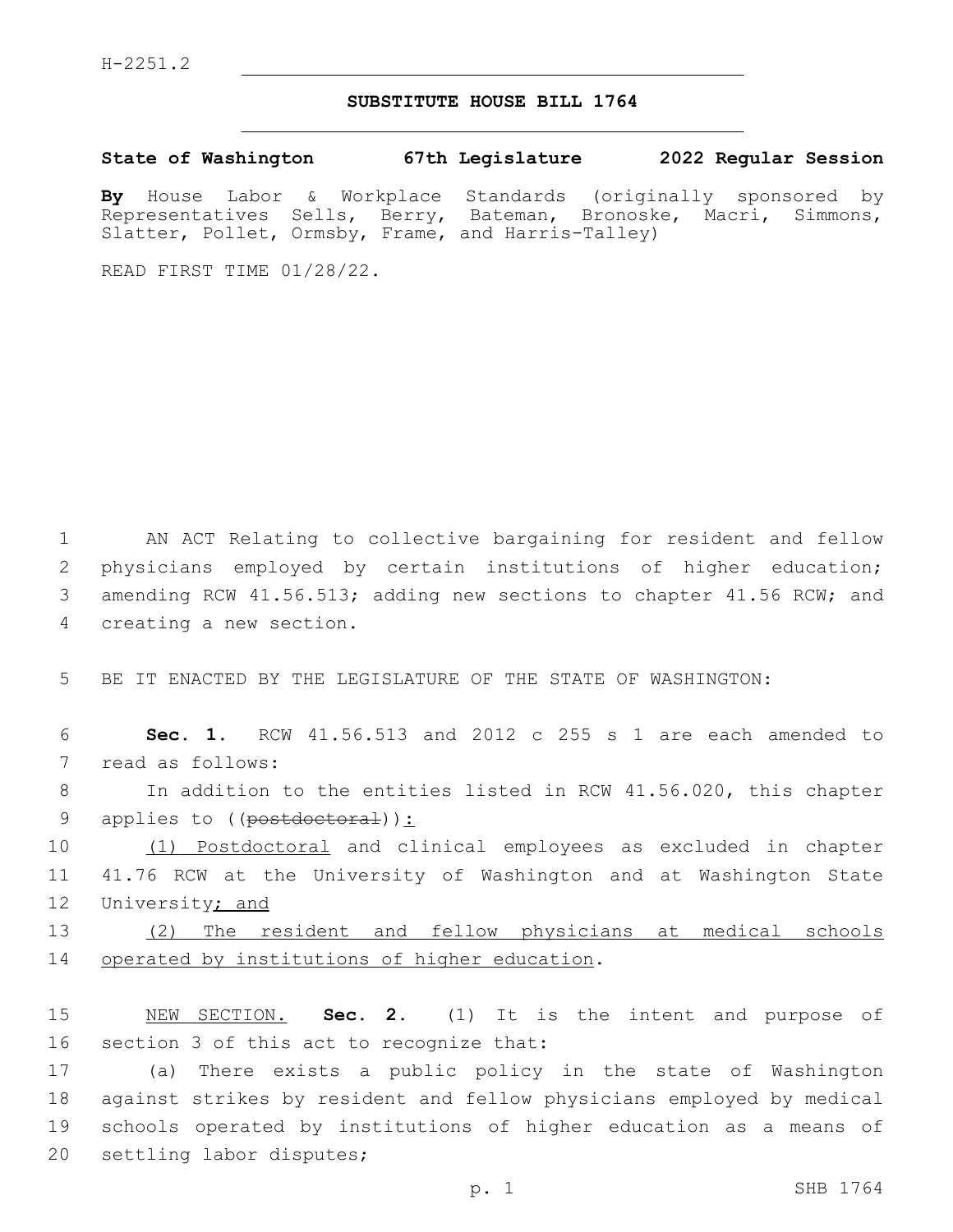H-2251.2

# SUBSTITUTE HOUSE BILL 1764

**State of Washington 67th Legislature 2022 Regular Session**

**By** House Labor & Workplace Standards (originally sponsored by Representatives Sells, Berry, Bateman, Bronoske, Macri, Simmons, Slatter, Pollet, Ormsby, Frame, and Harris-Talley)

READ FIRST TIME 01/28/22.

1 AN ACT Relating to collective bargaining for resident and fellow 2 physicians employed by certain institutions of higher education; 3 amending RCW 41.56.513; adding new sections to chapter 41.56 RCW; and 4 creating a new section.

5 BE IT ENACTED BY THE LEGISLATURE OF THE STATE OF WASHINGTON:

6 **Sec. 1.** RCW 41.56.513 and 2012 c 255 s 1 are each amended to 7 read as follows:

8 In addition to the entities listed in RCW 41.56.020, this chapter 9 applies to ((~~postdoctoral~~)) <u>:</u>

10 <u>(1) Postdoctoral</u> and clinical employees as excluded in chapter 11 41.76 RCW at the University of Washington and at Washington State 12 University<u>; and</u>

13 <u>(2) The resident and fellow physicians at medical schools</u> 14 <u>operated by institutions of higher education</u>.

15 <u>NEW SECTION.</u> **Sec. 2.** (1) It is the intent and purpose of 16 section 3 of this act to recognize that:

17 (a) There exists a public policy in the state of Washington 18 against strikes by resident and fellow physicians employed by medical 19 schools operated by institutions of higher education as a means of 20 settling labor disputes;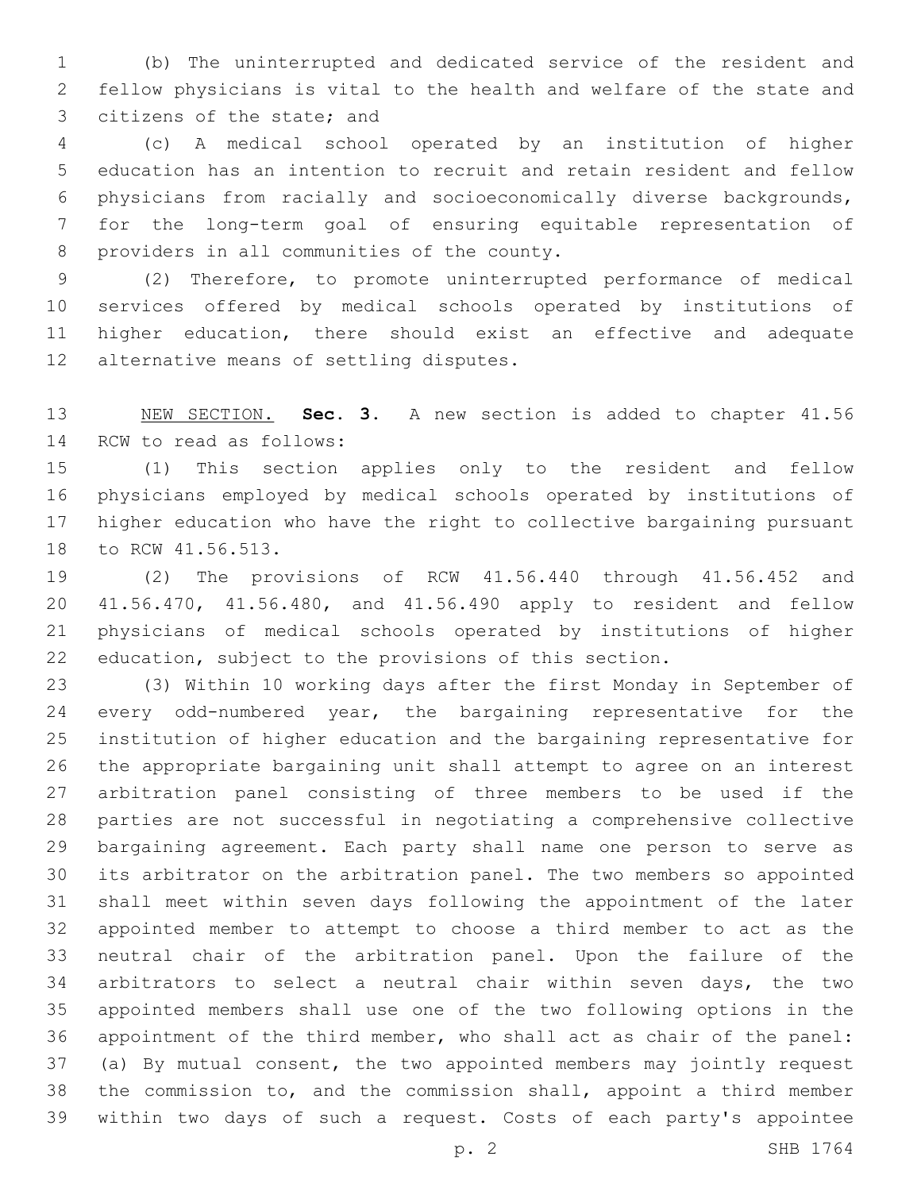(b) The uninterrupted and dedicated service of the resident and fellow physicians is vital to the health and welfare of the state and citizens of the state; and

(c) A medical school operated by an institution of higher education has an intention to recruit and retain resident and fellow physicians from racially and socioeconomically diverse backgrounds, for the long-term goal of ensuring equitable representation of providers in all communities of the county.

(2) Therefore, to promote uninterrupted performance of medical services offered by medical schools operated by institutions of higher education, there should exist an effective and adequate alternative means of settling disputes.

NEW SECTION. **Sec. 3.** A new section is added to chapter 41.56 RCW to read as follows:

(1) This section applies only to the resident and fellow physicians employed by medical schools operated by institutions of higher education who have the right to collective bargaining pursuant to RCW 41.56.513.

(2) The provisions of RCW 41.56.440 through 41.56.452 and 41.56.470, 41.56.480, and 41.56.490 apply to resident and fellow physicians of medical schools operated by institutions of higher education, subject to the provisions of this section.

(3) Within 10 working days after the first Monday in September of every odd-numbered year, the bargaining representative for the institution of higher education and the bargaining representative for the appropriate bargaining unit shall attempt to agree on an interest arbitration panel consisting of three members to be used if the parties are not successful in negotiating a comprehensive collective bargaining agreement. Each party shall name one person to serve as its arbitrator on the arbitration panel. The two members so appointed shall meet within seven days following the appointment of the later appointed member to attempt to choose a third member to act as the neutral chair of the arbitration panel. Upon the failure of the arbitrators to select a neutral chair within seven days, the two appointed members shall use one of the two following options in the appointment of the third member, who shall act as chair of the panel: (a) By mutual consent, the two appointed members may jointly request the commission to, and the commission shall, appoint a third member within two days of such a request. Costs of each party's appointee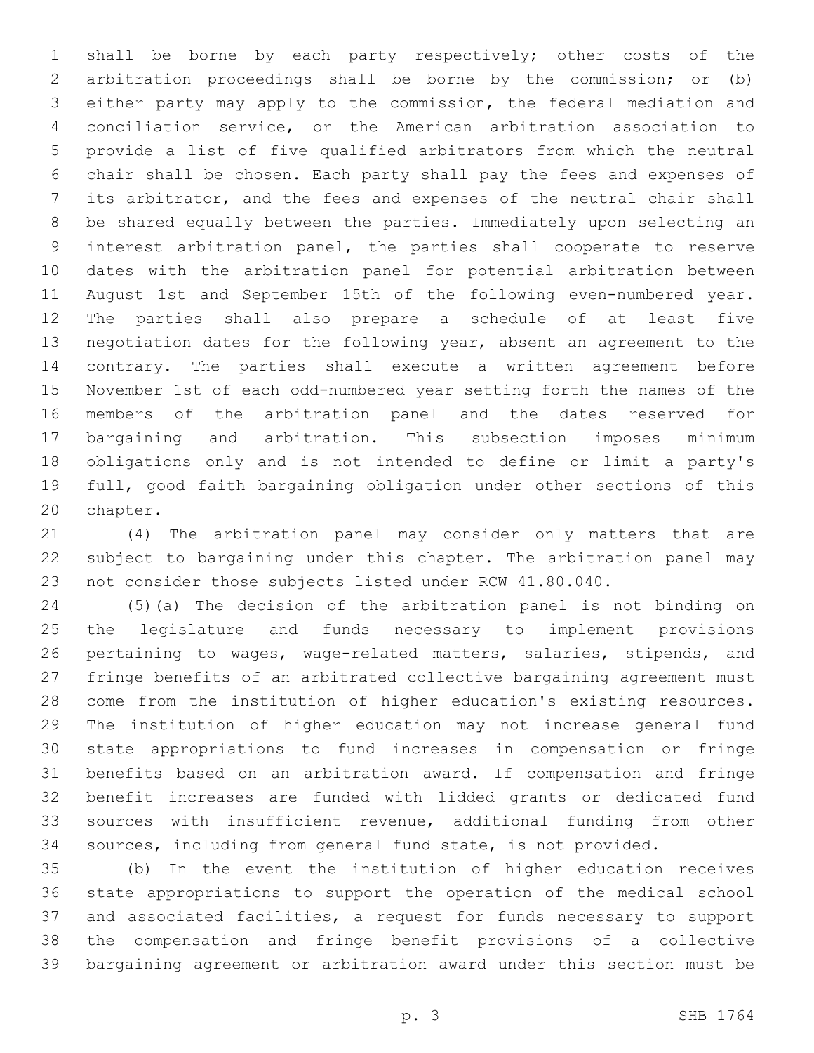shall be borne by each party respectively; other costs of the arbitration proceedings shall be borne by the commission; or (b) either party may apply to the commission, the federal mediation and conciliation service, or the American arbitration association to provide a list of five qualified arbitrators from which the neutral chair shall be chosen. Each party shall pay the fees and expenses of its arbitrator, and the fees and expenses of the neutral chair shall be shared equally between the parties. Immediately upon selecting an interest arbitration panel, the parties shall cooperate to reserve dates with the arbitration panel for potential arbitration between August 1st and September 15th of the following even-numbered year. The parties shall also prepare a schedule of at least five negotiation dates for the following year, absent an agreement to the contrary. The parties shall execute a written agreement before November 1st of each odd-numbered year setting forth the names of the members of the arbitration panel and the dates reserved for bargaining and arbitration. This subsection imposes minimum obligations only and is not intended to define or limit a party's full, good faith bargaining obligation under other sections of this chapter.

(4) The arbitration panel may consider only matters that are subject to bargaining under this chapter. The arbitration panel may not consider those subjects listed under RCW 41.80.040.

(5)(a) The decision of the arbitration panel is not binding on the legislature and funds necessary to implement provisions pertaining to wages, wage-related matters, salaries, stipends, and fringe benefits of an arbitrated collective bargaining agreement must come from the institution of higher education's existing resources. The institution of higher education may not increase general fund state appropriations to fund increases in compensation or fringe benefits based on an arbitration award. If compensation and fringe benefit increases are funded with lidded grants or dedicated fund sources with insufficient revenue, additional funding from other sources, including from general fund state, is not provided.

(b) In the event the institution of higher education receives state appropriations to support the operation of the medical school and associated facilities, a request for funds necessary to support the compensation and fringe benefit provisions of a collective bargaining agreement or arbitration award under this section must be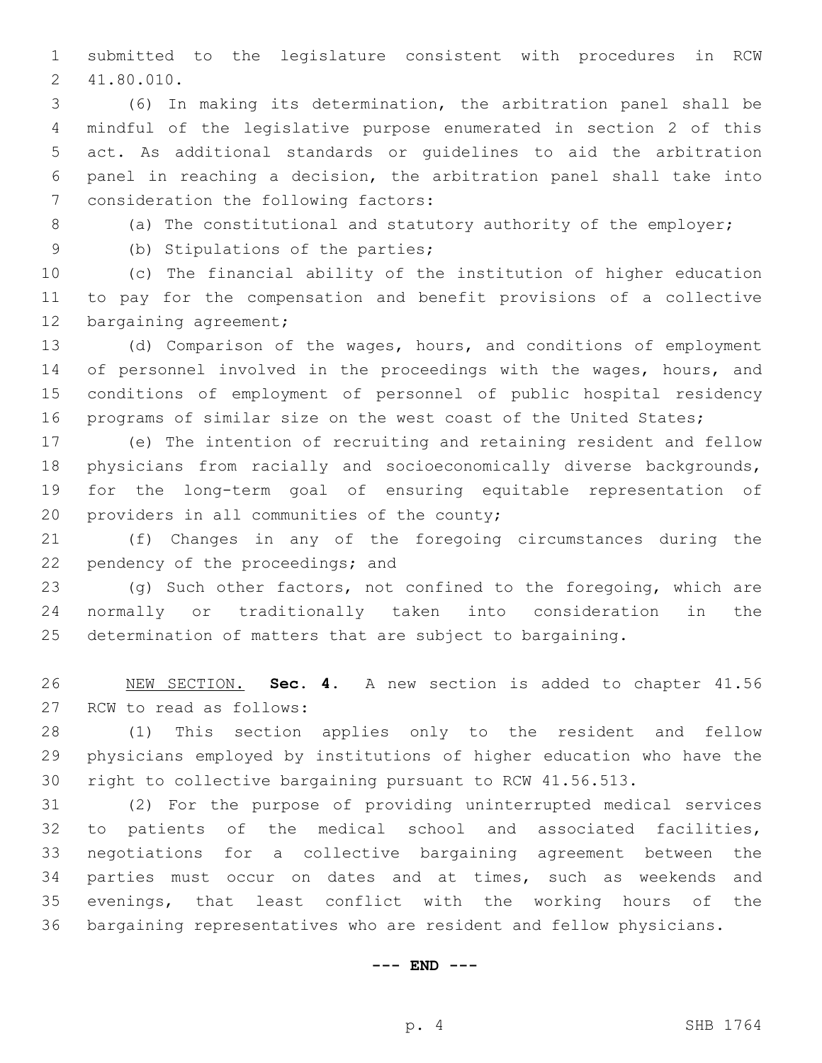submitted to the legislature consistent with procedures in RCW 41.80.010.

(6) In making its determination, the arbitration panel shall be mindful of the legislative purpose enumerated in section 2 of this act. As additional standards or guidelines to aid the arbitration panel in reaching a decision, the arbitration panel shall take into consideration the following factors:

(a) The constitutional and statutory authority of the employer;

(b) Stipulations of the parties;

(c) The financial ability of the institution of higher education to pay for the compensation and benefit provisions of a collective bargaining agreement;

(d) Comparison of the wages, hours, and conditions of employment of personnel involved in the proceedings with the wages, hours, and conditions of employment of personnel of public hospital residency programs of similar size on the west coast of the United States;

(e) The intention of recruiting and retaining resident and fellow physicians from racially and socioeconomically diverse backgrounds, for the long-term goal of ensuring equitable representation of providers in all communities of the county;

(f) Changes in any of the foregoing circumstances during the pendency of the proceedings; and

(g) Such other factors, not confined to the foregoing, which are normally or traditionally taken into consideration in the determination of matters that are subject to bargaining.

NEW SECTION. **Sec. 4.** A new section is added to chapter 41.56 RCW to read as follows:

(1) This section applies only to the resident and fellow physicians employed by institutions of higher education who have the right to collective bargaining pursuant to RCW 41.56.513.

(2) For the purpose of providing uninterrupted medical services to patients of the medical school and associated facilities, negotiations for a collective bargaining agreement between the parties must occur on dates and at times, such as weekends and evenings, that least conflict with the working hours of the bargaining representatives who are resident and fellow physicians.

**--- END ---**